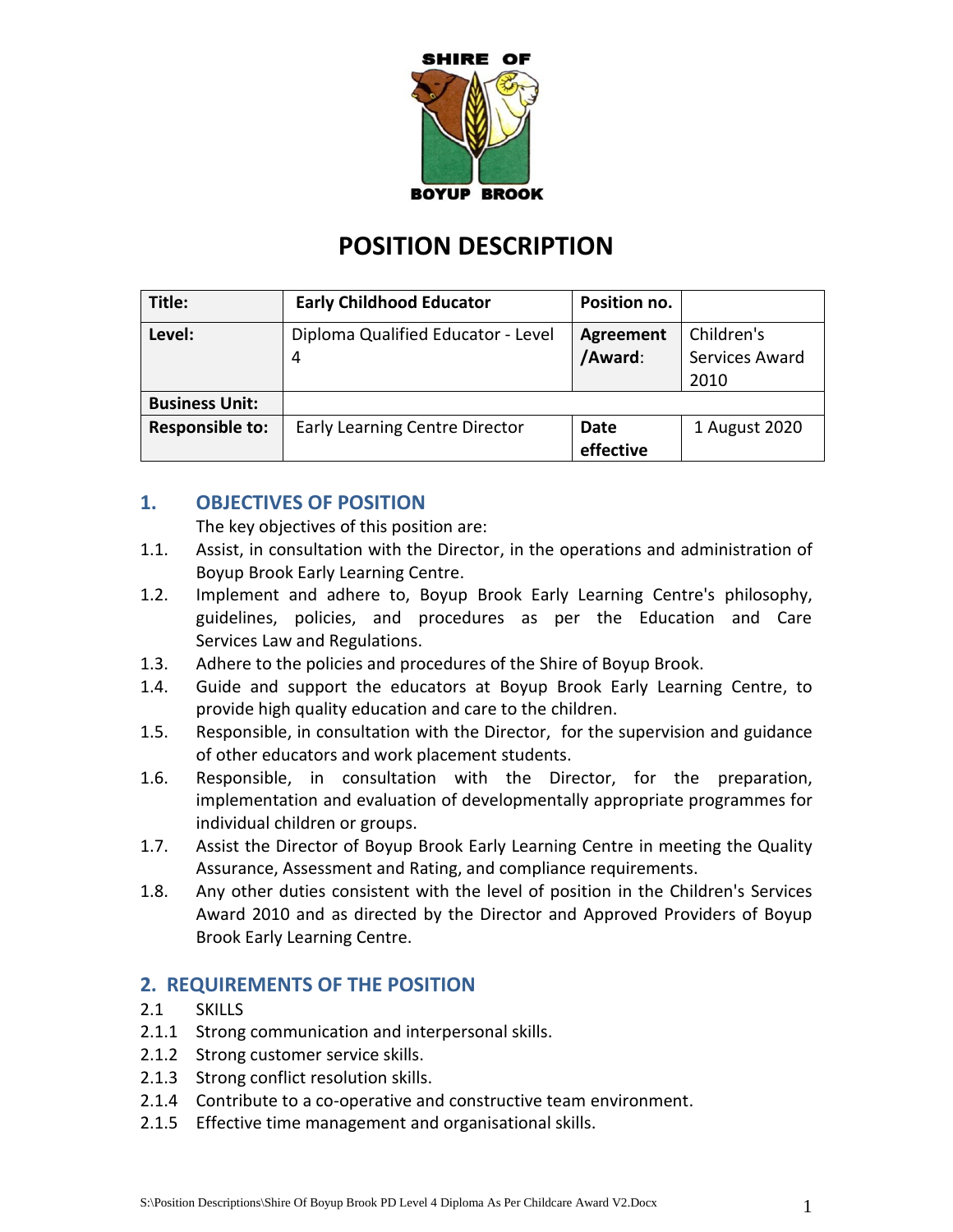SHIRE OF BOYUP BROOK

# POSITION DESCRIPTION

| Title: | Early Childhood Educator | Position no. | |
|---|---|---|---|
| Level: | Diploma Qualified Educator - Level 4 | Agreement /Award: | Children's Services Award 2010 |
| Business Unit: | | | |
| Responsible to: | Early Learning Centre Director | Date effective | 1 August 2020 |

## 1. OBJECTIVES OF POSITION

The key objectives of this position are:

1.1. Assist, in consultation with the Director, in the operations and administration of Boyup Brook Early Learning Centre.

1.2. Implement and adhere to, Boyup Brook Early Learning Centre's philosophy, guidelines, policies, and procedures as per the Education and Care Services Law and Regulations.

1.3. Adhere to the policies and procedures of the Shire of Boyup Brook.

1.4. Guide and support the educators at Boyup Brook Early Learning Centre, to provide high quality education and care to the children.

1.5. Responsible, in consultation with the Director, for the supervision and guidance of other educators and work placement students.

1.6. Responsible, in consultation with the Director, for the preparation, implementation and evaluation of developmentally appropriate programmes for individual children or groups.

1.7. Assist the Director of Boyup Brook Early Learning Centre in meeting the Quality Assurance, Assessment and Rating, and compliance requirements.

1.8. Any other duties consistent with the level of position in the Children's Services Award 2010 and as directed by the Director and Approved Providers of Boyup Brook Early Learning Centre.

## 2. REQUIREMENTS OF THE POSITION

2.1 SKILLS

2.1.1 Strong communication and interpersonal skills.

2.1.2 Strong customer service skills.

2.1.3 Strong conflict resolution skills.

2.1.4 Contribute to a co-operative and constructive team environment.

2.1.5 Effective time management and organisational skills.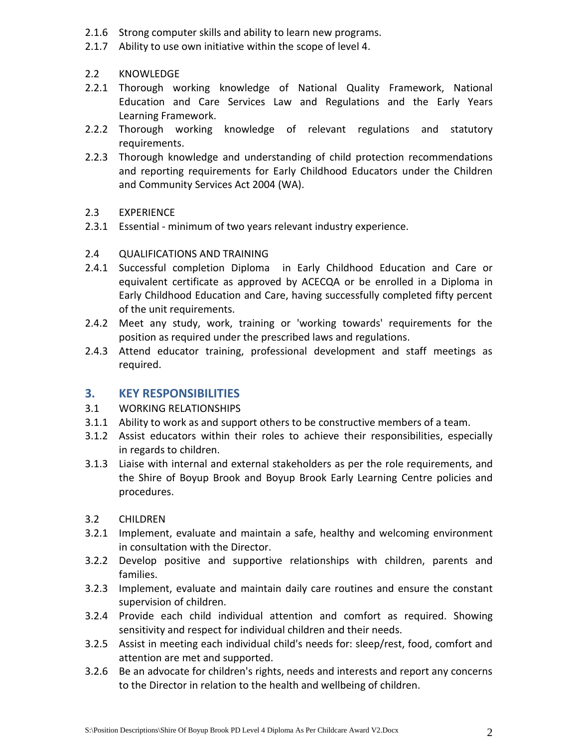2.1.6 Strong computer skills and ability to learn new programs.

2.1.7 Ability to use own initiative within the scope of level 4.

2.2 KNOWLEDGE

2.2.1 Thorough working knowledge of National Quality Framework, National Education and Care Services Law and Regulations and the Early Years Learning Framework.

2.2.2 Thorough working knowledge of relevant regulations and statutory requirements.

2.2.3 Thorough knowledge and understanding of child protection recommendations and reporting requirements for Early Childhood Educators under the Children and Community Services Act 2004 (WA).

2.3 EXPERIENCE

2.3.1 Essential - minimum of two years relevant industry experience.

2.4 QUALIFICATIONS AND TRAINING

2.4.1 Successful completion Diploma in Early Childhood Education and Care or equivalent certificate as approved by ACECQA or be enrolled in a Diploma in Early Childhood Education and Care, having successfully completed fifty percent of the unit requirements.

2.4.2 Meet any study, work, training or 'working towards' requirements for the position as required under the prescribed laws and regulations.

2.4.3 Attend educator training, professional development and staff meetings as required.

## 3. KEY RESPONSIBILITIES

3.1 WORKING RELATIONSHIPS

3.1.1 Ability to work as and support others to be constructive members of a team.

3.1.2 Assist educators within their roles to achieve their responsibilities, especially in regards to children.

3.1.3 Liaise with internal and external stakeholders as per the role requirements, and the Shire of Boyup Brook and Boyup Brook Early Learning Centre policies and procedures.

3.2 CHILDREN

3.2.1 Implement, evaluate and maintain a safe, healthy and welcoming environment in consultation with the Director.

3.2.2 Develop positive and supportive relationships with children, parents and families.

3.2.3 Implement, evaluate and maintain daily care routines and ensure the constant supervision of children.

3.2.4 Provide each child individual attention and comfort as required. Showing sensitivity and respect for individual children and their needs.

3.2.5 Assist in meeting each individual child's needs for: sleep/rest, food, comfort and attention are met and supported.

3.2.6 Be an advocate for children's rights, needs and interests and report any concerns to the Director in relation to the health and wellbeing of children.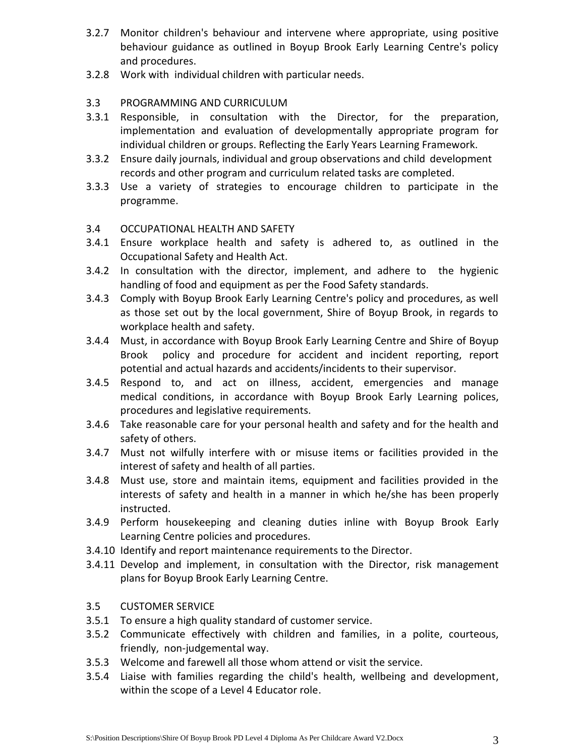3.2.7 Monitor children's behaviour and intervene where appropriate, using positive behaviour guidance as outlined in Boyup Brook Early Learning Centre's policy and procedures.

3.2.8 Work with individual children with particular needs.

3.3 PROGRAMMING AND CURRICULUM

3.3.1 Responsible, in consultation with the Director, for the preparation, implementation and evaluation of developmentally appropriate program for individual children or groups. Reflecting the Early Years Learning Framework.

3.3.2 Ensure daily journals, individual and group observations and child development records and other program and curriculum related tasks are completed.

3.3.3 Use a variety of strategies to encourage children to participate in the programme.

3.4 OCCUPATIONAL HEALTH AND SAFETY

3.4.1 Ensure workplace health and safety is adhered to, as outlined in the Occupational Safety and Health Act.

3.4.2 In consultation with the director, implement, and adhere to the hygienic handling of food and equipment as per the Food Safety standards.

3.4.3 Comply with Boyup Brook Early Learning Centre's policy and procedures, as well as those set out by the local government, Shire of Boyup Brook, in regards to workplace health and safety.

3.4.4 Must, in accordance with Boyup Brook Early Learning Centre and Shire of Boyup Brook policy and procedure for accident and incident reporting, report potential and actual hazards and accidents/incidents to their supervisor.

3.4.5 Respond to, and act on illness, accident, emergencies and manage medical conditions, in accordance with Boyup Brook Early Learning polices, procedures and legislative requirements.

3.4.6 Take reasonable care for your personal health and safety and for the health and safety of others.

3.4.7 Must not wilfully interfere with or misuse items or facilities provided in the interest of safety and health of all parties.

3.4.8 Must use, store and maintain items, equipment and facilities provided in the interests of safety and health in a manner in which he/she has been properly instructed.

3.4.9 Perform housekeeping and cleaning duties inline with Boyup Brook Early Learning Centre policies and procedures.

3.4.10 Identify and report maintenance requirements to the Director.

3.4.11 Develop and implement, in consultation with the Director, risk management plans for Boyup Brook Early Learning Centre.

3.5 CUSTOMER SERVICE

3.5.1 To ensure a high quality standard of customer service.

3.5.2 Communicate effectively with children and families, in a polite, courteous, friendly, non-judgemental way.

3.5.3 Welcome and farewell all those whom attend or visit the service.

3.5.4 Liaise with families regarding the child's health, wellbeing and development, within the scope of a Level 4 Educator role.

S:\Position Descriptions\Shire Of Boyup Brook PD Level 4 Diploma As Per Childcare Award V2.Docx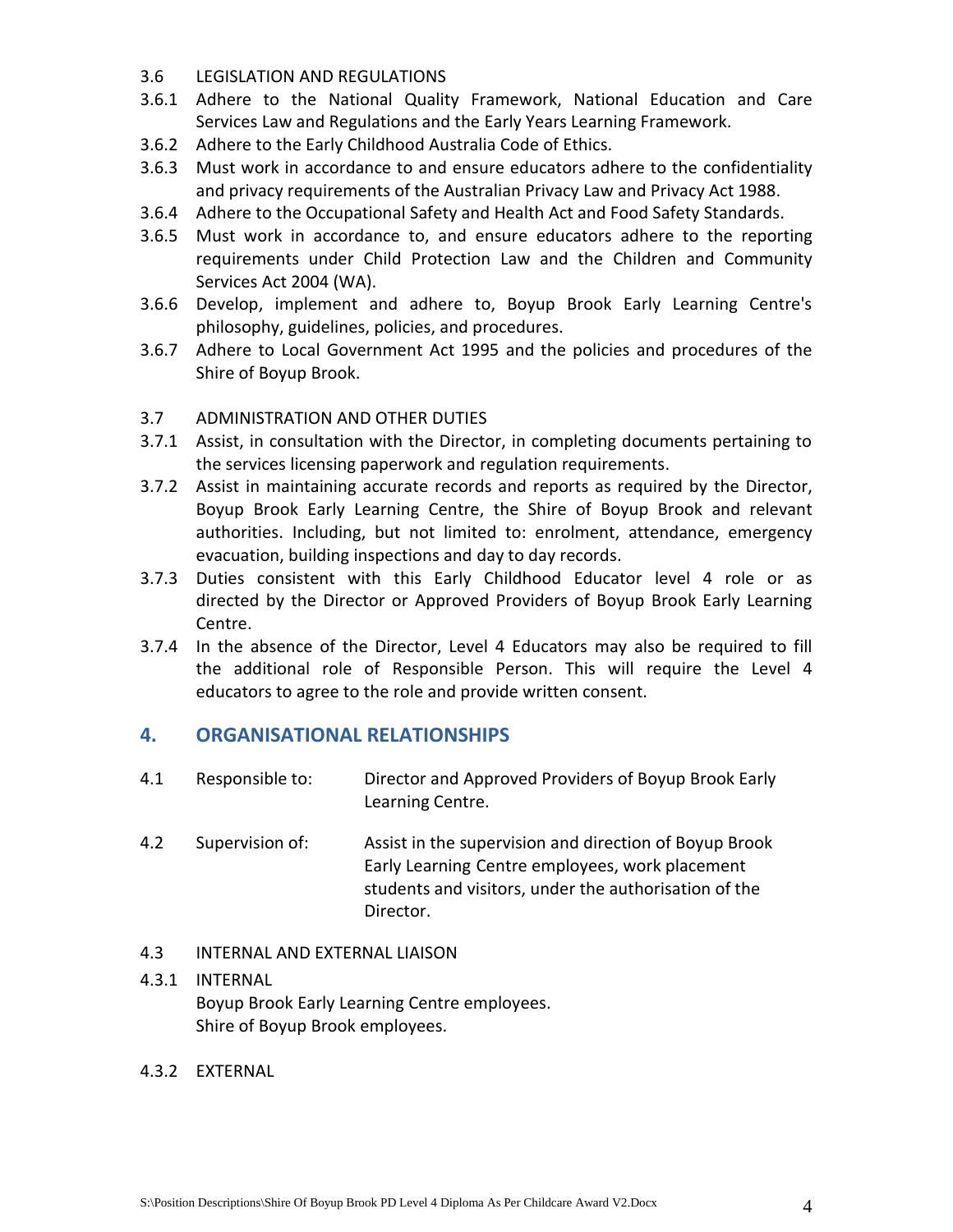3.6 LEGISLATION AND REGULATIONS

3.6.1 Adhere to the National Quality Framework, National Education and Care Services Law and Regulations and the Early Years Learning Framework.

3.6.2 Adhere to the Early Childhood Australia Code of Ethics.

3.6.3 Must work in accordance to and ensure educators adhere to the confidentiality and privacy requirements of the Australian Privacy Law and Privacy Act 1988.

3.6.4 Adhere to the Occupational Safety and Health Act and Food Safety Standards.

3.6.5 Must work in accordance to, and ensure educators adhere to the reporting requirements under Child Protection Law and the Children and Community Services Act 2004 (WA).

3.6.6 Develop, implement and adhere to, Boyup Brook Early Learning Centre's philosophy, guidelines, policies, and procedures.

3.6.7 Adhere to Local Government Act 1995 and the policies and procedures of the Shire of Boyup Brook.

3.7 ADMINISTRATION AND OTHER DUTIES

3.7.1 Assist, in consultation with the Director, in completing documents pertaining to the services licensing paperwork and regulation requirements.

3.7.2 Assist in maintaining accurate records and reports as required by the Director, Boyup Brook Early Learning Centre, the Shire of Boyup Brook and relevant authorities. Including, but not limited to: enrolment, attendance, emergency evacuation, building inspections and day to day records.

3.7.3 Duties consistent with this Early Childhood Educator level 4 role or as directed by the Director or Approved Providers of Boyup Brook Early Learning Centre.

3.7.4 In the absence of the Director, Level 4 Educators may also be required to fill the additional role of Responsible Person. This will require the Level 4 educators to agree to the role and provide written consent.

## 4. ORGANISATIONAL RELATIONSHIPS

4.1 Responsible to: Director and Approved Providers of Boyup Brook Early Learning Centre.

4.2 Supervision of: Assist in the supervision and direction of Boyup Brook Early Learning Centre employees, work placement students and visitors, under the authorisation of the Director.

4.3 INTERNAL AND EXTERNAL LIAISON

4.3.1 INTERNAL

Boyup Brook Early Learning Centre employees.
Shire of Boyup Brook employees.

4.3.2 EXTERNAL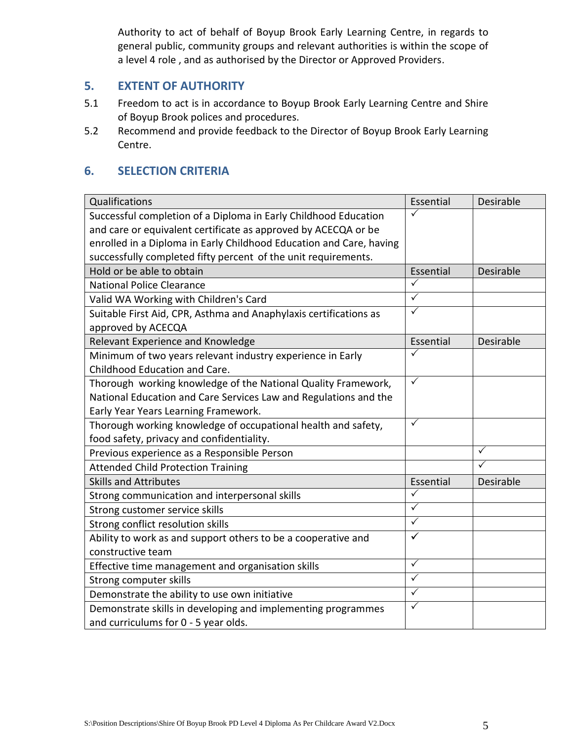Authority to act of behalf of Boyup Brook Early Learning Centre, in regards to general public, community groups and relevant authorities is within the scope of a level 4 role , and as authorised by the Director or Approved Providers.

## 5. EXTENT OF AUTHORITY

5.1 Freedom to act is in accordance to Boyup Brook Early Learning Centre and Shire of Boyup Brook polices and procedures.

5.2 Recommend and provide feedback to the Director of Boyup Brook Early Learning Centre.

## 6. SELECTION CRITERIA

| Qualifications | Essential | Desirable |
|---|---|---|
| Successful completion of a Diploma in Early Childhood Education and care or equivalent certificate as approved by ACECQA or be enrolled in a Diploma in Early Childhood Education and Care, having successfully completed fifty percent of the unit requirements. | ✓ | |
| **Hold or be able to obtain** | **Essential** | **Desirable** |
| National Police Clearance | ✓ | |
| Valid WA Working with Children's Card | ✓ | |
| Suitable First Aid, CPR, Asthma and Anaphylaxis certifications as approved by ACECQA | ✓ | |
| **Relevant Experience and Knowledge** | **Essential** | **Desirable** |
| Minimum of two years relevant industry experience in Early Childhood Education and Care. | ✓ | |
| Thorough working knowledge of the National Quality Framework, National Education and Care Services Law and Regulations and the Early Year Years Learning Framework. | ✓ | |
| Thorough working knowledge of occupational health and safety, food safety, privacy and confidentiality. | ✓ | |
| Previous experience as a Responsible Person | | ✓ |
| Attended Child Protection Training | | ✓ |
| **Skills and Attributes** | **Essential** | **Desirable** |
| Strong communication and interpersonal skills | ✓ | |
| Strong customer service skills | ✓ | |
| Strong conflict resolution skills | ✓ | |
| Ability to work as and support others to be a cooperative and constructive team | ✓ | |
| Effective time management and organisation skills | ✓ | |
| Strong computer skills | ✓ | |
| Demonstrate the ability to use own initiative | ✓ | |
| Demonstrate skills in developing and implementing programmes and curriculums for 0 - 5 year olds. | ✓ | |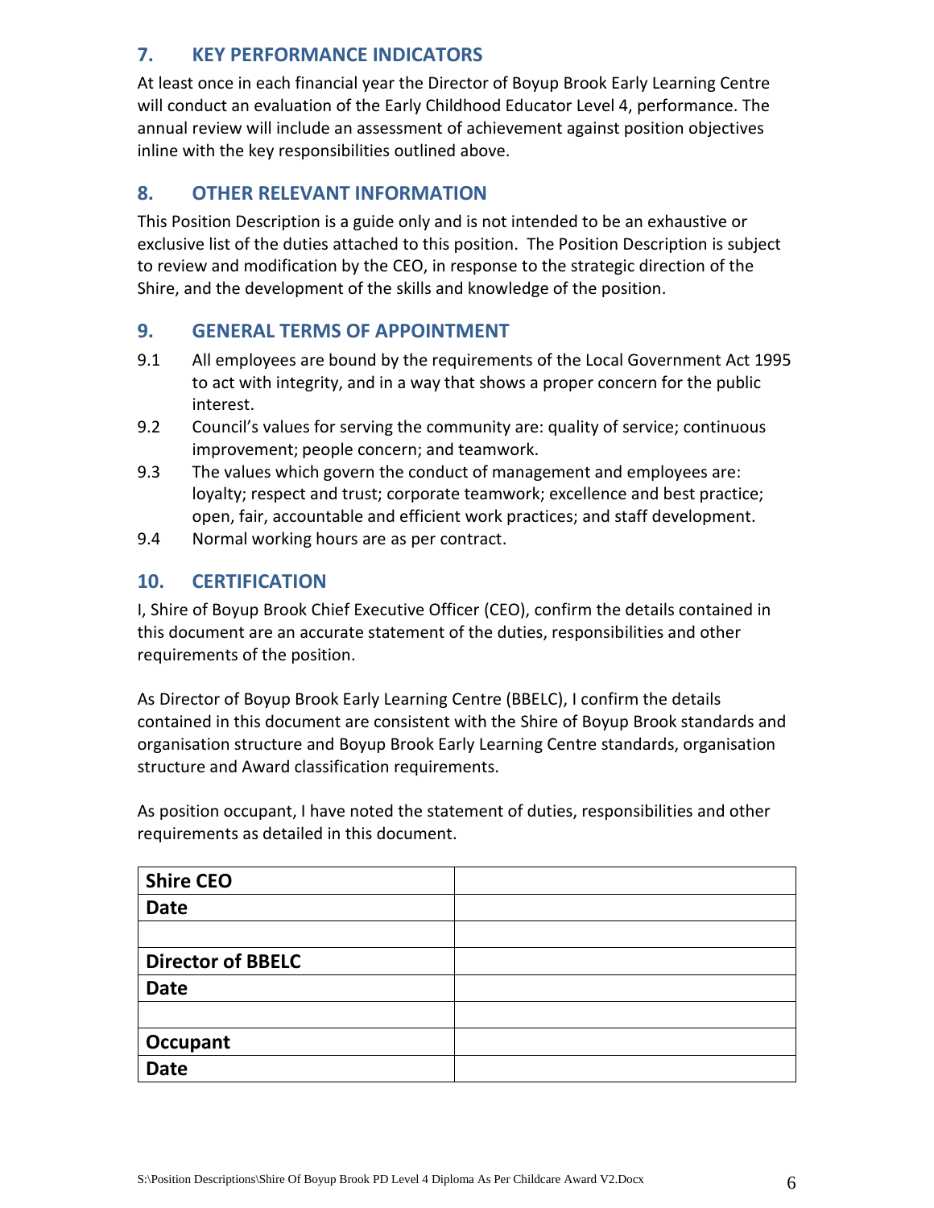## 7. KEY PERFORMANCE INDICATORS

At least once in each financial year the Director of Boyup Brook Early Learning Centre will conduct an evaluation of the Early Childhood Educator Level 4, performance. The annual review will include an assessment of achievement against position objectives inline with the key responsibilities outlined above.

## 8. OTHER RELEVANT INFORMATION

This Position Description is a guide only and is not intended to be an exhaustive or exclusive list of the duties attached to this position. The Position Description is subject to review and modification by the CEO, in response to the strategic direction of the Shire, and the development of the skills and knowledge of the position.

## 9. GENERAL TERMS OF APPOINTMENT

9.1 All employees are bound by the requirements of the Local Government Act 1995 to act with integrity, and in a way that shows a proper concern for the public interest.

9.2 Council's values for serving the community are: quality of service; continuous improvement; people concern; and teamwork.

9.3 The values which govern the conduct of management and employees are: loyalty; respect and trust; corporate teamwork; excellence and best practice; open, fair, accountable and efficient work practices; and staff development.

9.4 Normal working hours are as per contract.

## 10. CERTIFICATION

I, Shire of Boyup Brook Chief Executive Officer (CEO), confirm the details contained in this document are an accurate statement of the duties, responsibilities and other requirements of the position.

As Director of Boyup Brook Early Learning Centre (BBELC), I confirm the details contained in this document are consistent with the Shire of Boyup Brook standards and organisation structure and Boyup Brook Early Learning Centre standards, organisation structure and Award classification requirements.

As position occupant, I have noted the statement of duties, responsibilities and other requirements as detailed in this document.

| | |
|---|---|
| **Shire CEO** | |
| **Date** | |
| | |
| **Director of BBELC** | |
| **Date** | |
| | |
| **Occupant** | |
| **Date** | |

S:\Position Descriptions\Shire Of Boyup Brook PD Level 4 Diploma As Per Childcare Award V2.Docx